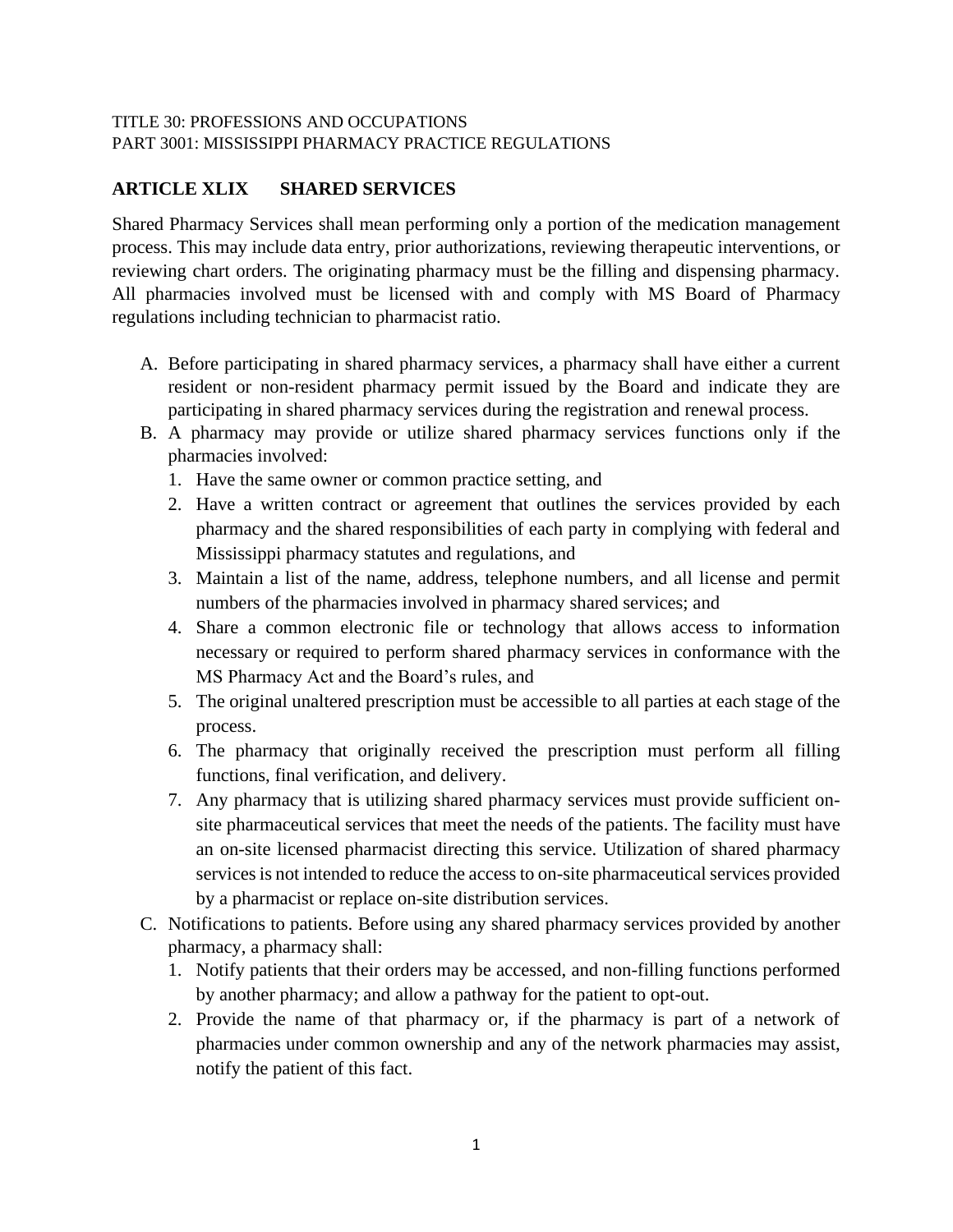TITLE 30: PROFESSIONS AND OCCUPATIONS
PART 3001: MISSISSIPPI PHARMACY PRACTICE REGULATIONS

## ARTICLE XLIX SHARED SERVICES

Shared Pharmacy Services shall mean performing only a portion of the medication management process. This may include data entry, prior authorizations, reviewing therapeutic interventions, or reviewing chart orders. The originating pharmacy must be the filling and dispensing pharmacy. All pharmacies involved must be licensed with and comply with MS Board of Pharmacy regulations including technician to pharmacist ratio.

A. Before participating in shared pharmacy services, a pharmacy shall have either a current resident or non-resident pharmacy permit issued by the Board and indicate they are participating in shared pharmacy services during the registration and renewal process.
B. A pharmacy may provide or utilize shared pharmacy services functions only if the pharmacies involved:
   1. Have the same owner or common practice setting, and
   2. Have a written contract or agreement that outlines the services provided by each pharmacy and the shared responsibilities of each party in complying with federal and Mississippi pharmacy statutes and regulations, and
   3. Maintain a list of the name, address, telephone numbers, and all license and permit numbers of the pharmacies involved in pharmacy shared services; and
   4. Share a common electronic file or technology that allows access to information necessary or required to perform shared pharmacy services in conformance with the MS Pharmacy Act and the Board's rules, and
   5. The original unaltered prescription must be accessible to all parties at each stage of the process.
   6. The pharmacy that originally received the prescription must perform all filling functions, final verification, and delivery.
   7. Any pharmacy that is utilizing shared pharmacy services must provide sufficient on-site pharmaceutical services that meet the needs of the patients. The facility must have an on-site licensed pharmacist directing this service. Utilization of shared pharmacy services is not intended to reduce the access to on-site pharmaceutical services provided by a pharmacist or replace on-site distribution services.
C. Notifications to patients. Before using any shared pharmacy services provided by another pharmacy, a pharmacy shall:
   1. Notify patients that their orders may be accessed, and non-filling functions performed by another pharmacy; and allow a pathway for the patient to opt-out.
   2. Provide the name of that pharmacy or, if the pharmacy is part of a network of pharmacies under common ownership and any of the network pharmacies may assist, notify the patient of this fact.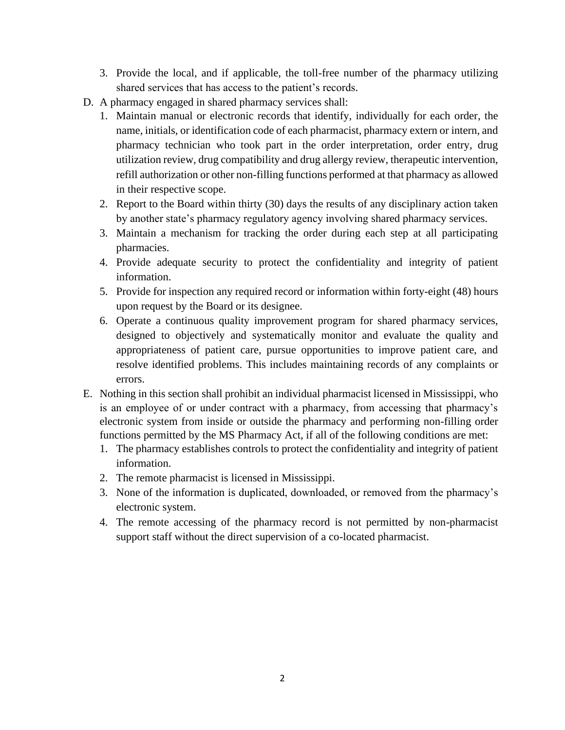3. Provide the local, and if applicable, the toll-free number of the pharmacy utilizing shared services that has access to the patient's records.

D. A pharmacy engaged in shared pharmacy services shall:
   1. Maintain manual or electronic records that identify, individually for each order, the name, initials, or identification code of each pharmacist, pharmacy extern or intern, and pharmacy technician who took part in the order interpretation, order entry, drug utilization review, drug compatibility and drug allergy review, therapeutic intervention, refill authorization or other non-filling functions performed at that pharmacy as allowed in their respective scope.
   2. Report to the Board within thirty (30) days the results of any disciplinary action taken by another state's pharmacy regulatory agency involving shared pharmacy services.
   3. Maintain a mechanism for tracking the order during each step at all participating pharmacies.
   4. Provide adequate security to protect the confidentiality and integrity of patient information.
   5. Provide for inspection any required record or information within forty-eight (48) hours upon request by the Board or its designee.
   6. Operate a continuous quality improvement program for shared pharmacy services, designed to objectively and systematically monitor and evaluate the quality and appropriateness of patient care, pursue opportunities to improve patient care, and resolve identified problems. This includes maintaining records of any complaints or errors.

E. Nothing in this section shall prohibit an individual pharmacist licensed in Mississippi, who is an employee of or under contract with a pharmacy, from accessing that pharmacy's electronic system from inside or outside the pharmacy and performing non-filling order functions permitted by the MS Pharmacy Act, if all of the following conditions are met:
   1. The pharmacy establishes controls to protect the confidentiality and integrity of patient information.
   2. The remote pharmacist is licensed in Mississippi.
   3. None of the information is duplicated, downloaded, or removed from the pharmacy's electronic system.
   4. The remote accessing of the pharmacy record is not permitted by non-pharmacist support staff without the direct supervision of a co-located pharmacist.